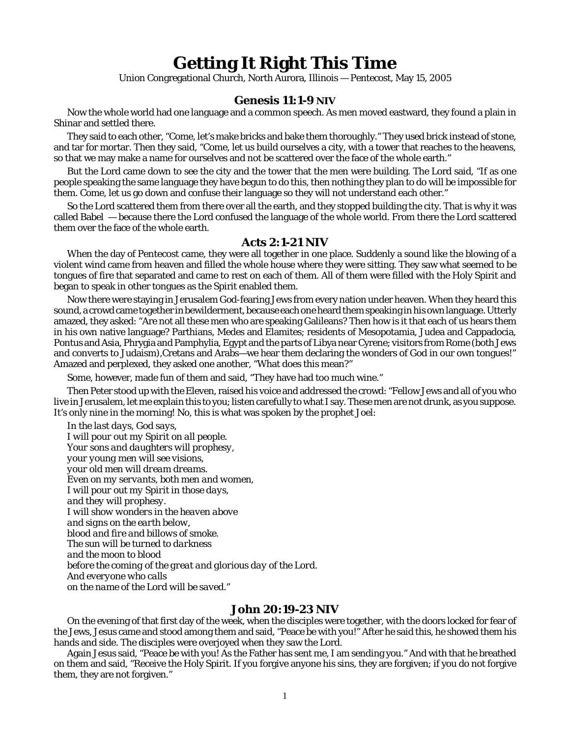# Getting It Right This Time

Union Congregational Church, North Aurora, Illinois — Pentecost, May 15, 2005

## Genesis 11:1-9 NIV

Now the whole world had one language and a common speech. As men moved eastward, they found a plain in Shinar and settled there.

They said to each other, "Come, let's make bricks and bake them thoroughly." They used brick instead of stone, and tar for mortar. Then they said, "Come, let us build ourselves a city, with a tower that reaches to the heavens, so that we may make a name for ourselves and not be scattered over the face of the whole earth."

But the Lord came down to see the city and the tower that the men were building. The Lord said, "If as one people speaking the same language they have begun to do this, then nothing they plan to do will be impossible for them. Come, let us go down and confuse their language so they will not understand each other."

So the Lord scattered them from there over all the earth, and they stopped building the city. That is why it was called Babel — because there the Lord confused the language of the whole world. From there the Lord scattered them over the face of the whole earth.

## Acts 2:1-21 NIV

When the day of Pentecost came, they were all together in one place. Suddenly a sound like the blowing of a violent wind came from heaven and filled the whole house where they were sitting. They saw what seemed to be tongues of fire that separated and came to rest on each of them. All of them were filled with the Holy Spirit and began to speak in other tongues as the Spirit enabled them.

Now there were staying in Jerusalem God-fearing Jews from every nation under heaven. When they heard this sound, a crowd came together in bewilderment, because each one heard them speaking in his own language. Utterly amazed, they asked: "Are not all these men who are speaking Galileans? Then how is it that each of us hears them in his own native language? Parthians, Medes and Elamites; residents of Mesopotamia, Judea and Cappadocia, Pontus and Asia, Phrygia and Pamphylia, Egypt and the parts of Libya near Cyrene; visitors from Rome (both Jews and converts to Judaism),Cretans and Arabs—we hear them declaring the wonders of God in our own tongues!" Amazed and perplexed, they asked one another, "What does this mean?"

Some, however, made fun of them and said, "They have had too much wine."

Then Peter stood up with the Eleven, raised his voice and addressed the crowd: "Fellow Jews and all of you who live in Jerusalem, let me explain this to you; listen carefully to what I say. These men are not drunk, as you suppose. It's only nine in the morning! No, this is what was spoken by the prophet Joel:

*In the last days, God says,*  
*I will pour out my Spirit on all people.*  
*Your sons and daughters will prophesy,*  
*your young men will see visions,*  
*your old men will dream dreams.*  
*Even on my servants, both men and women,*  
*I will pour out my Spirit in those days,*  
*and they will prophesy.*  
*I will show wonders in the heaven above*  
*and signs on the earth below,*  
*blood and fire and billows of smoke.*  
*The sun will be turned to darkness*  
*and the moon to blood*  
*before the coming of the great and glorious day of the Lord.*  
*And everyone who calls*  
*on the name of the Lord will be saved."*

## John 20:19-23 NIV

On the evening of that first day of the week, when the disciples were together, with the doors locked for fear of the Jews, Jesus came and stood among them and said, "Peace be with you!" After he said this, he showed them his hands and side. The disciples were overjoyed when they saw the Lord.

Again Jesus said, "Peace be with you! As the Father has sent me, I am sending you." And with that he breathed on them and said, "Receive the Holy Spirit. If you forgive anyone his sins, they are forgiven; if you do not forgive them, they are not forgiven."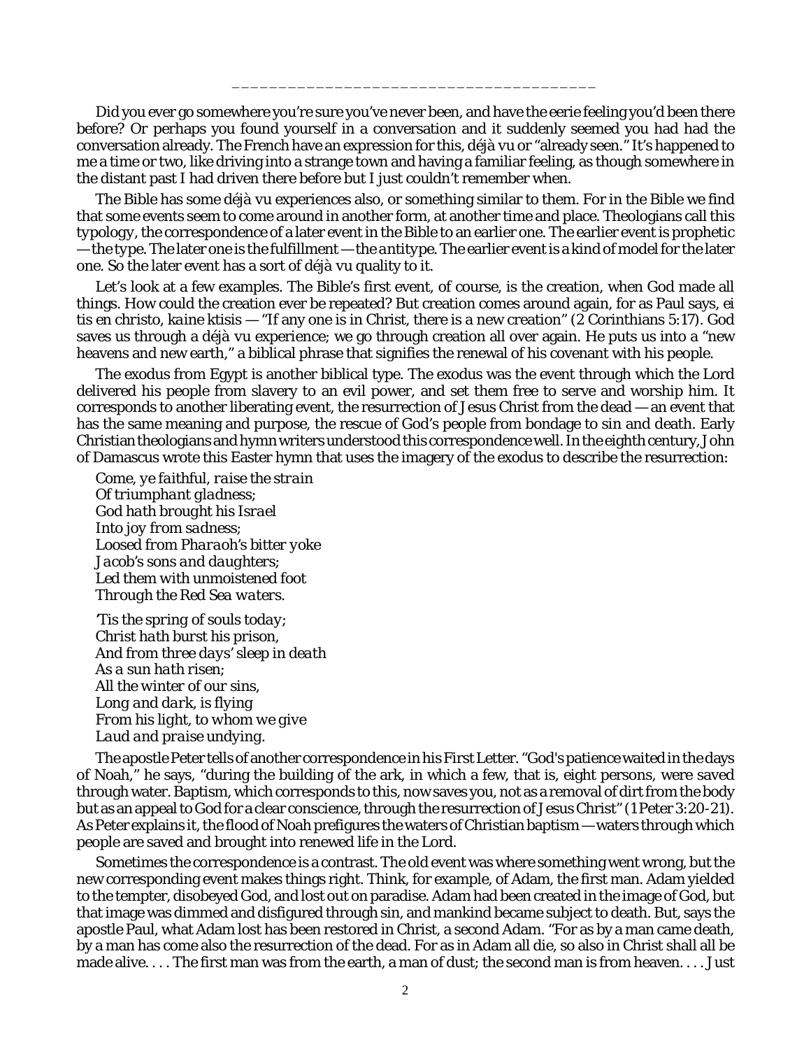---

Did you ever go somewhere you're sure you've never been, and have the eerie feeling you'd been there before? Or perhaps you found yourself in a conversation and it suddenly seemed you had had the conversation already. The French have an expression for this, *déjà vu* or "already seen." It's happened to me a time or two, like driving into a strange town and having a familiar feeling, as though somewhere in the distant past I had driven there before but I just couldn't remember when.

The Bible has some *déjà vu* experiences also, or something similar to them. For in the Bible we find that some events seem to come around in another form, at another time and place. Theologians call this *typology*, the correspondence of a later event in the Bible to an earlier one. The earlier event is prophetic — the *type*. The later one is the fulfillment — the *antitype*. The earlier event is a kind of model for the later one. So the later event has a sort of *déjà vu* quality to it.

Let's look at a few examples. The Bible's first event, of course, is the creation, when God made all things. How could the creation ever be repeated? But creation comes around again, for as Paul says, *ei tis en christo, kaine ktisis* — "If any one is in Christ, there is a new creation" (2 Corinthians 5:17). God saves us through a *déjà vu* experience; we go through creation all over again. He puts us into a "new heavens and new earth," a biblical phrase that signifies the renewal of his covenant with his people.

The exodus from Egypt is another biblical type. The exodus was the event through which the Lord delivered his people from slavery to an evil power, and set them free to serve and worship him. It corresponds to another liberating event, the resurrection of Jesus Christ from the dead — an event that has the same meaning and purpose, the rescue of God's people from bondage to sin and death. Early Christian theologians and hymn writers understood this correspondence well. In the eighth century, John of Damascus wrote this Easter hymn that uses the imagery of the exodus to describe the resurrection:

*Come, ye faithful, raise the strain*
*Of triumphant gladness;*
*God hath brought his Israel*
*Into joy from sadness;*
*Loosed from Pharaoh's bitter yoke*
*Jacob's sons and daughters;*
*Led them with unmoistened foot*
*Through the Red Sea waters.*

*'Tis the spring of souls today;*
*Christ hath burst his prison,*
*And from three days' sleep in death*
*As a sun hath risen;*
*All the winter of our sins,*
*Long and dark, is flying*
*From his light, to whom we give*
*Laud and praise undying.*

The apostle Peter tells of another correspondence in his First Letter. "God's patience waited in the days of Noah," he says, "during the building of the ark, in which a few, that is, eight persons, were saved through water. Baptism, which corresponds to this, now saves you, not as a removal of dirt from the body but as an appeal to God for a clear conscience, through the resurrection of Jesus Christ" (1 Peter 3:20-21). As Peter explains it, the flood of Noah prefigures the waters of Christian baptism — waters through which people are saved and brought into renewed life in the Lord.

Sometimes the correspondence is a contrast. The old event was where something went wrong, but the new corresponding event makes things right. Think, for example, of Adam, the first man. Adam yielded to the tempter, disobeyed God, and lost out on paradise. Adam had been created in the image of God, but that image was dimmed and disfigured through sin, and mankind became subject to death. But, says the apostle Paul, what Adam lost has been restored in Christ, a second Adam. "For as by a man came death, by a man has come also the resurrection of the dead. For as in Adam all die, so also in Christ shall all be made alive. . . . The first man was from the earth, a man of dust; the second man is from heaven. . . . Just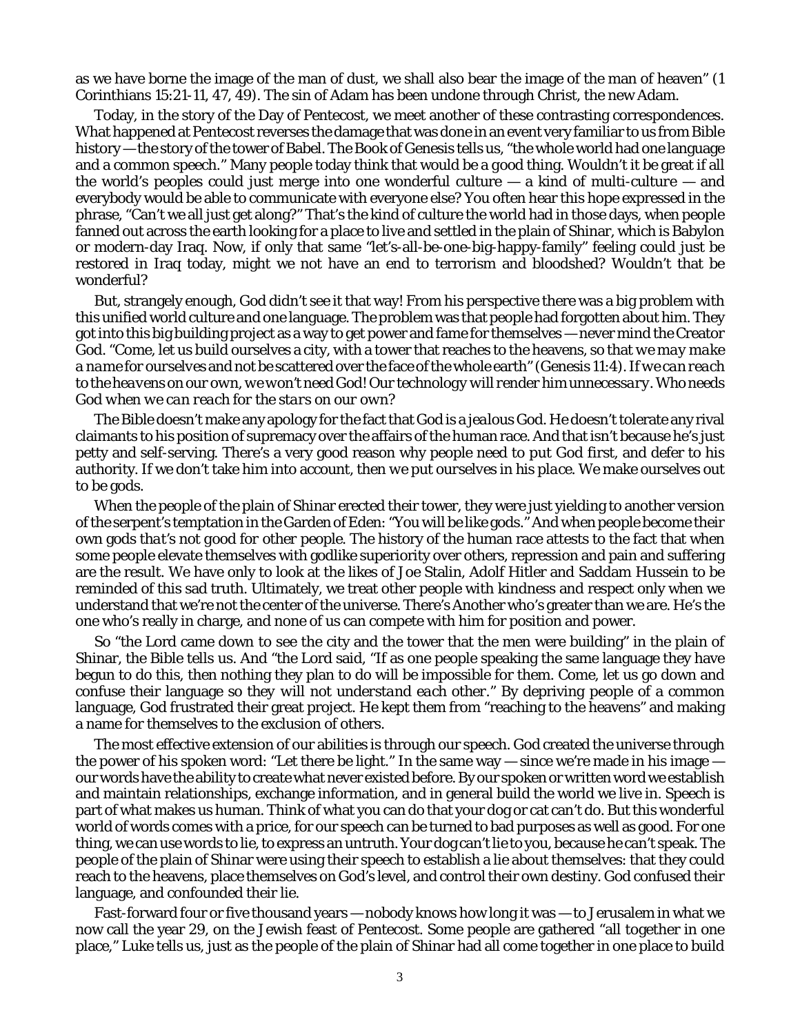as we have borne the image of the man of dust, we shall also bear the image of the man of heaven" (1 Corinthians 15:21-11, 47, 49). The sin of Adam has been undone through Christ, the new Adam.

Today, in the story of the Day of Pentecost, we meet another of these contrasting correspondences. What happened at Pentecost reverses the damage that was done in an event very familiar to us from Bible history — the story of the tower of Babel. The Book of Genesis tells us, "the whole world had one language and a common speech." Many people today think that would be a good thing. Wouldn't it be great if all the world's peoples could just merge into one wonderful culture — a kind of multi-culture — and everybody would be able to communicate with everyone else? You often hear this hope expressed in the phrase, "Can't we all just get along?" That's the kind of culture the world had in those days, when people fanned out across the earth looking for a place to live and settled in the plain of Shinar, which is Babylon or modern-day Iraq. Now, if only that same "let's-all-be-one-big-happy-family" feeling could just be restored in Iraq today, might we not have an end to terrorism and bloodshed? Wouldn't that be wonderful?

But, strangely enough, God didn't see it that way! From his perspective there was a big problem with this unified world culture and one language. The problem was that people had forgotten about him. They got into this big building project as a way to get power and fame for themselves — never mind the Creator God. "Come, let us build ourselves a city, with a tower that reaches to the heavens, so that *we may make a name for ourselves* and not be scattered over the face of the whole earth" (Genesis 11:4). *If we can reach to the heavens on our own, we won't need God! Our technology will render him unnecessary.* Who needs God *when we can reach for the stars on our own*?

The Bible doesn't make any apology for the fact that God is a *jealous* God. He doesn't tolerate any rival claimants to his position of supremacy over the affairs of the human race. And that isn't because he's just petty and self-serving. There's a very good reason why people need to put God first, and defer to his authority. If we don't take him into account, then *we put ourselves in his place*. We make ourselves out to be gods.

When the people of the plain of Shinar erected their tower, they were just yielding to another version of the serpent's temptation in the Garden of Eden: "You will be like gods." And when people become their own gods *that's not good for other people*. The history of the human race attests to the fact that when some people elevate themselves with godlike superiority over others, repression and pain and suffering are the result. We have only to look at the likes of Joe Stalin, Adolf Hitler and Saddam Hussein to be reminded of this sad truth. Ultimately, we treat other people with kindness and respect only when we understand that we're not the center of the universe. There's Another who's greater than we are. He's the one who's really in charge, and none of us can compete with him for position and power.

So "the Lord came down to see the city and the tower that the men were building" in the plain of Shinar, the Bible tells us. And "the Lord said, "If as one people speaking the same language they have begun to do this, then nothing they plan to do will be impossible for them. Come, let us go down and confuse their language *so they will not understand each other*." By depriving people of a common language, God frustrated their great project. He kept them from "reaching to the heavens" and making a name for themselves to the exclusion of others.

The most effective extension of our abilities is through our speech. God created the universe through the power of his spoken word: "Let there be light." In the same way — since we're made in his image — our words have the ability to create what never existed before. By our spoken or written word we establish and maintain relationships, exchange information, and in general build the world we live in. Speech is part of what makes us human. Think of what you can do that your dog or cat can't do. But this wonderful world of words comes with a price, for our speech can be turned to bad purposes as well as good. For one thing, we can use words to lie, to express an untruth. Your dog can't lie to you, because he can't speak. The people of the plain of Shinar were using their speech to establish a lie about themselves: that they could reach to the heavens, place themselves on God's level, and control their own destiny. God confused their language, and confounded their lie.

Fast-forward four or five thousand years — nobody knows how long it was — to Jerusalem in what we now call the year 29, on the Jewish feast of Pentecost. Some people are gathered "all together in one place," Luke tells us, just as the people of the plain of Shinar had all come together in one place to build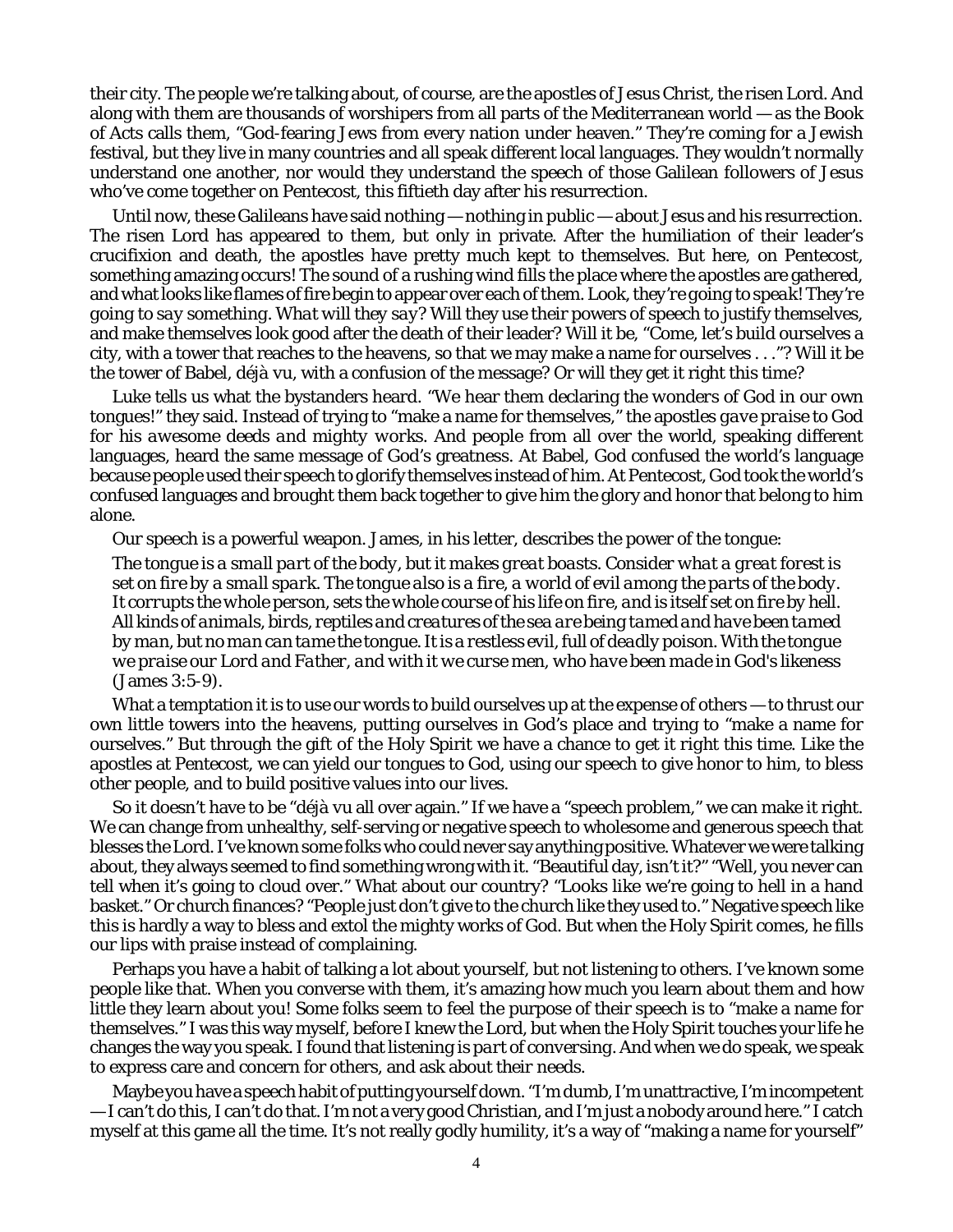their city. The people we're talking about, of course, are the apostles of Jesus Christ, the risen Lord. And along with them are thousands of worshipers from all parts of the Mediterranean world — as the Book of Acts calls them, "God-fearing Jews from every nation under heaven." They're coming for a Jewish festival, but they live in many countries and all speak different local languages. They wouldn't normally understand one another, nor would they understand the speech of those Galilean followers of Jesus who've come together on Pentecost, this fiftieth day after his resurrection.

Until now, these Galileans have said nothing — nothing in public — about Jesus and his resurrection. The risen Lord has appeared to them, but only in private. After the humiliation of their leader's crucifixion and death, the apostles have pretty much kept to themselves. But here, on Pentecost, something amazing occurs! The sound of a rushing wind fills the place where the apostles are gathered, and what looks like flames of fire begin to appear over each of them. Look, *they're going to speak!* They're going to *say* something. *What will they say?* Will they use their powers of speech to justify themselves, and make themselves look good after the death of their leader? Will it be, "Come, let's build ourselves a city, with a tower that reaches to the heavens, so that we may make a name for ourselves . . ."? Will it be the tower of Babel, *déjà vu*, with a confusion of the message? Or will they get it right this time?

Luke tells us what the bystanders heard. "*We hear them declaring the wonders of God in our own tongues!*" they said. Instead of trying to "make a name for themselves," the apostles *gave praise to God for his awesome deeds and mighty works.* And people from all over the world, speaking different languages, heard the same message of God's greatness. At Babel, God confused the world's language because people used their speech to glorify themselves instead of him. At Pentecost, God took the world's confused languages and brought them back together to give him the glory and honor that belong to him alone.

Our speech is a powerful weapon. James, in his letter, describes the power of the tongue:

> *The tongue is a small part of the body, but it makes great boasts. Consider what a great forest is set on fire by a small spark. The tongue also is a fire, a world of evil among the parts of the body. It corrupts the whole person, sets the whole course of his life on fire, and is itself set on fire by hell. All kinds of animals, birds, reptiles and creatures of the sea are being tamed and have been tamed by man, but no man can tame the tongue. It is a restless evil, full of deadly poison. With the tongue we praise our Lord and Father, and with it we curse men, who have been made in God's likeness* (James 3:5-9).

What a temptation it is to use our words to build ourselves up at the expense of others — to thrust our own little towers into the heavens, putting ourselves in God's place and trying to "make a name for ourselves." But through the gift of the Holy Spirit we have a chance to get it right this time. Like the apostles at Pentecost, we can yield our tongues to God, using our speech to give honor to him, to bless other people, and to build positive values into our lives.

So it doesn't have to be "*déjà vu* all over again." If we have a "speech problem," we can make it right. We can change from unhealthy, self-serving or negative speech to wholesome and generous speech that blesses the Lord. I've known some folks who could never say anything positive. Whatever we were talking about, they always seemed to find something wrong with it. "Beautiful day, isn't it?" "Well, you never can tell when it's going to cloud over." What about our country? "Looks like we're going to hell in a hand basket." Or church finances? "People just don't give to the church like they used to." Negative speech like this is hardly a way to bless and extol the mighty works of God. But when the Holy Spirit comes, he fills our lips with praise instead of complaining.

Perhaps you have a habit of talking a lot about yourself, but not listening to others. I've known some people like that. When you converse with them, it's amazing how much you learn about them and how little they learn about you! Some folks seem to feel the purpose of their speech is to "make a name for themselves." I was this way myself, before I knew the Lord, but when the Holy Spirit touches your life he changes the way you speak. I found that *listening is part of conversing.* And when we do speak, we speak to express care and concern for others, and ask about their needs.

Maybe you have a speech habit of putting yourself down. "I'm dumb, I'm unattractive, I'm incompetent — I can't do this, I can't do that. I'm not a very good Christian, and I'm just a nobody around here." I catch myself at this game all the time. It's not really godly humility, it's a way of "making a name for yourself"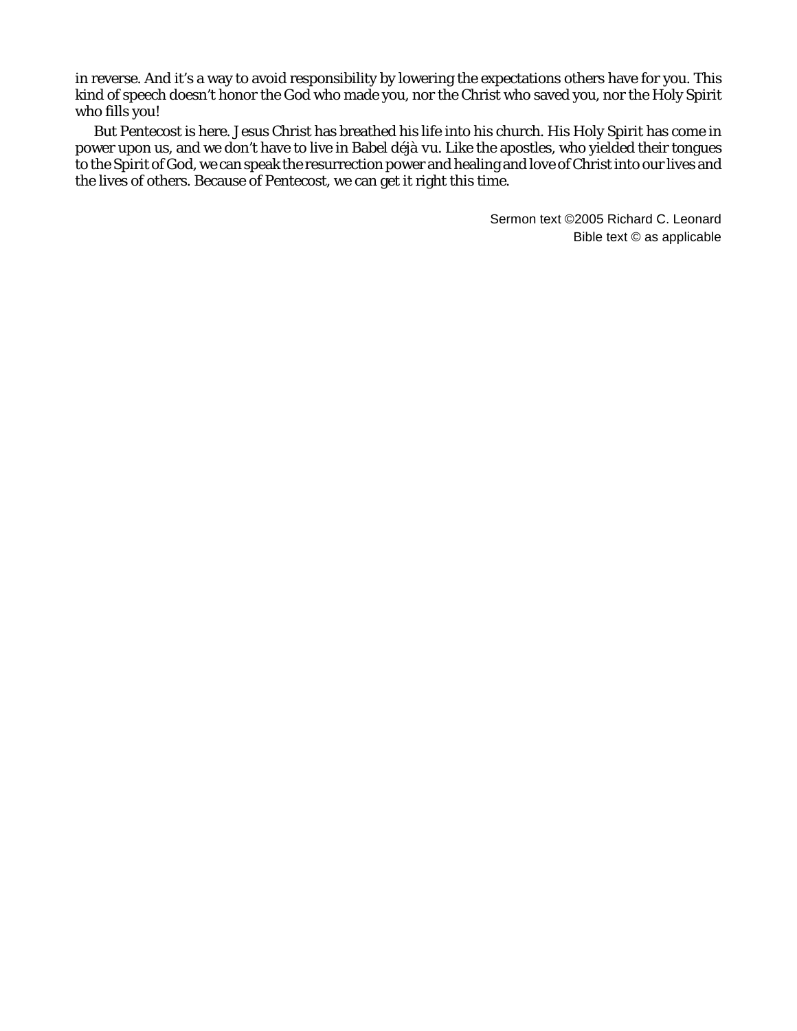in reverse. And it’s a way to avoid responsibility by lowering the expectations others have for you. This kind of speech doesn’t honor the God who made you, nor the Christ who saved you, nor the Holy Spirit who fills you!

But Pentecost is here. Jesus Christ has breathed his life into his church. His Holy Spirit has come in power upon us, and we don’t have to live in Babel *déjà vu*. Like the apostles, who yielded their tongues to the Spirit of God, we can speak the resurrection power and healing and love of Christ into our lives and the lives of others. Because of Pentecost, we can get it right this time.

Sermon text ©2005 Richard C. Leonard
Bible text © as applicable